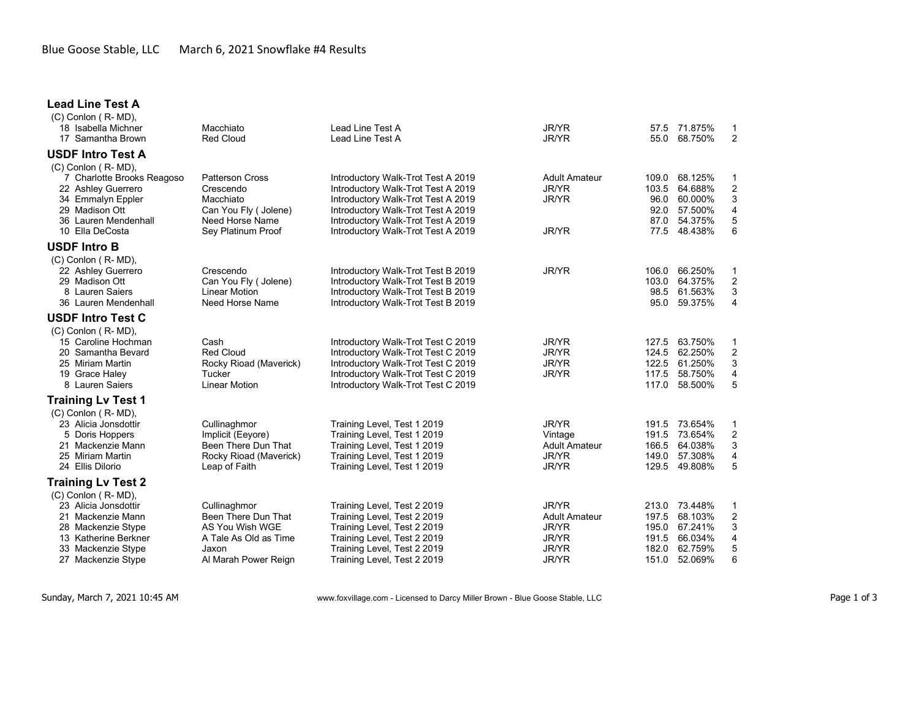Blue Goose Stable, LLC March 6, 2021 Snowflake #4 Results

## Lead Line Test A

(C) Conlon ( R- MD),

| | | | | | | | |
|---|---|---|---|---|---|---|---|
| 18 | Isabella Michner | Macchiato | Lead Line Test A | JR/YR | 57.5 | 71.875% | 1 |
| 17 | Samantha Brown | Red Cloud | Lead Line Test A | JR/YR | 55.0 | 68.750% | 2 |

## USDF Intro Test A

(C) Conlon ( R- MD),

| | | | | | | | |
|---|---|---|---|---|---|---|---|
| 7 | Charlotte Brooks Reagoso | Patterson Cross | Introductory Walk-Trot Test A 2019 | Adult Amateur | 109.0 | 68.125% | 1 |
| 22 | Ashley Guerrero | Crescendo | Introductory Walk-Trot Test A 2019 | JR/YR | 103.5 | 64.688% | 2 |
| 34 | Emmalyn Eppler | Macchiato | Introductory Walk-Trot Test A 2019 | JR/YR | 96.0 | 60.000% | 3 |
| 29 | Madison Ott | Can You Fly ( Jolene) | Introductory Walk-Trot Test A 2019 | | 92.0 | 57.500% | 4 |
| 36 | Lauren Mendenhall | Need Horse Name | Introductory Walk-Trot Test A 2019 | | 87.0 | 54.375% | 5 |
| 10 | Ella DeCosta | Sey Platinum Proof | Introductory Walk-Trot Test A 2019 | JR/YR | 77.5 | 48.438% | 6 |

## USDF Intro B

(C) Conlon ( R- MD),

| | | | | | | | |
|---|---|---|---|---|---|---|---|
| 22 | Ashley Guerrero | Crescendo | Introductory Walk-Trot Test B 2019 | JR/YR | 106.0 | 66.250% | 1 |
| 29 | Madison Ott | Can You Fly ( Jolene) | Introductory Walk-Trot Test B 2019 | | 103.0 | 64.375% | 2 |
| 8 | Lauren Saiers | Linear Motion | Introductory Walk-Trot Test B 2019 | | 98.5 | 61.563% | 3 |
| 36 | Lauren Mendenhall | Need Horse Name | Introductory Walk-Trot Test B 2019 | | 95.0 | 59.375% | 4 |

## USDF Intro Test C

(C) Conlon ( R- MD),

| | | | | | | | |
|---|---|---|---|---|---|---|---|
| 15 | Caroline Hochman | Cash | Introductory Walk-Trot Test C 2019 | JR/YR | 127.5 | 63.750% | 1 |
| 20 | Samantha Bevard | Red Cloud | Introductory Walk-Trot Test C 2019 | JR/YR | 124.5 | 62.250% | 2 |
| 25 | Miriam Martin | Rocky Rioad (Maverick) | Introductory Walk-Trot Test C 2019 | JR/YR | 122.5 | 61.250% | 3 |
| 19 | Grace Haley | Tucker | Introductory Walk-Trot Test C 2019 | JR/YR | 117.5 | 58.750% | 4 |
| 8 | Lauren Saiers | Linear Motion | Introductory Walk-Trot Test C 2019 | | 117.0 | 58.500% | 5 |

## Training Lv Test 1

(C) Conlon ( R- MD),

| | | | | | | | |
|---|---|---|---|---|---|---|---|
| 23 | Alicia Jonsdottir | Cullinaghmor | Training Level, Test 1 2019 | JR/YR | 191.5 | 73.654% | 1 |
| 5 | Doris Hoppers | Implicit (Eeyore) | Training Level, Test 1 2019 | Vintage | 191.5 | 73.654% | 2 |
| 21 | Mackenzie Mann | Been There Dun That | Training Level, Test 1 2019 | Adult Amateur | 166.5 | 64.038% | 3 |
| 25 | Miriam Martin | Rocky Rioad (Maverick) | Training Level, Test 1 2019 | JR/YR | 149.0 | 57.308% | 4 |
| 24 | Ellis Dilorio | Leap of Faith | Training Level, Test 1 2019 | JR/YR | 129.5 | 49.808% | 5 |

## Training Lv Test 2

(C) Conlon ( R- MD),

| | | | | | | | |
|---|---|---|---|---|---|---|---|
| 23 | Alicia Jonsdottir | Cullinaghmor | Training Level, Test 2 2019 | JR/YR | 213.0 | 73.448% | 1 |
| 21 | Mackenzie Mann | Been There Dun That | Training Level, Test 2 2019 | Adult Amateur | 197.5 | 68.103% | 2 |
| 28 | Mackenzie Stype | AS You Wish WGE | Training Level, Test 2 2019 | JR/YR | 195.0 | 67.241% | 3 |
| 13 | Katherine Berkner | A Tale As Old as Time | Training Level, Test 2 2019 | JR/YR | 191.5 | 66.034% | 4 |
| 33 | Mackenzie Stype | Jaxon | Training Level, Test 2 2019 | JR/YR | 182.0 | 62.759% | 5 |
| 27 | Mackenzie Stype | Al Marah Power Reign | Training Level, Test 2 2019 | JR/YR | 151.0 | 52.069% | 6 |

Sunday, March 7, 2021 10:45 AM www.foxvillage.com - Licensed to Darcy Miller Brown - Blue Goose Stable, LLC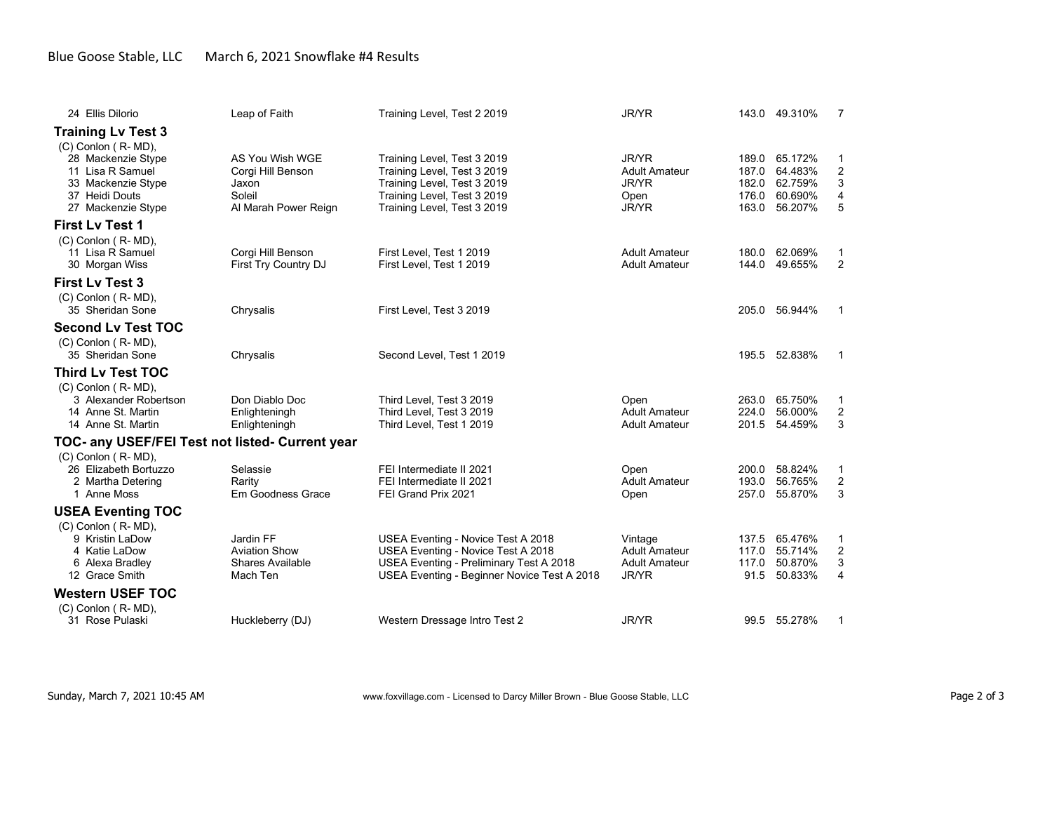| | | | | | | |
|---|---|---|---|---|---|---|
| 24 Ellis Dilorio | Leap of Faith | Training Level, Test 2 2019 | JR/YR | 143.0 | 49.310% | 7 |

### Training Lv Test 3

(C) Conlon ( R- MD),

| | | | | | | |
|---|---|---|---|---|---|---|
| 28 Mackenzie Stype | AS You Wish WGE | Training Level, Test 3 2019 | JR/YR | 189.0 | 65.172% | 1 |
| 11 Lisa R Samuel | Corgi Hill Benson | Training Level, Test 3 2019 | Adult Amateur | 187.0 | 64.483% | 2 |
| 33 Mackenzie Stype | Jaxon | Training Level, Test 3 2019 | JR/YR | 182.0 | 62.759% | 3 |
| 37 Heidi Douts | Soleil | Training Level, Test 3 2019 | Open | 176.0 | 60.690% | 4 |
| 27 Mackenzie Stype | Al Marah Power Reign | Training Level, Test 3 2019 | JR/YR | 163.0 | 56.207% | 5 |

### First Lv Test 1

(C) Conlon ( R- MD),

| | | | | | | |
|---|---|---|---|---|---|---|
| 11 Lisa R Samuel | Corgi Hill Benson | First Level, Test 1 2019 | Adult Amateur | 180.0 | 62.069% | 1 |
| 30 Morgan Wiss | First Try Country DJ | First Level, Test 1 2019 | Adult Amateur | 144.0 | 49.655% | 2 |

### First Lv Test 3

(C) Conlon ( R- MD),

| | | | | | | |
|---|---|---|---|---|---|---|
| 35 Sheridan Sone | Chrysalis | First Level, Test 3 2019 | | 205.0 | 56.944% | 1 |

### Second Lv Test TOC

(C) Conlon ( R- MD),

| | | | | | | |
|---|---|---|---|---|---|---|
| 35 Sheridan Sone | Chrysalis | Second Level, Test 1 2019 | | 195.5 | 52.838% | 1 |

### Third Lv Test TOC

(C) Conlon ( R- MD),

| | | | | | | |
|---|---|---|---|---|---|---|
| 3 Alexander Robertson | Don Diablo Doc | Third Level, Test 3 2019 | Open | 263.0 | 65.750% | 1 |
| 14 Anne St. Martin | Enlighteningh | Third Level, Test 3 2019 | Adult Amateur | 224.0 | 56.000% | 2 |
| 14 Anne St. Martin | Enlighteningh | Third Level, Test 1 2019 | Adult Amateur | 201.5 | 54.459% | 3 |

### TOC- any USEF/FEI Test not listed- Current year

(C) Conlon ( R- MD),

| | | | | | | |
|---|---|---|---|---|---|---|
| 26 Elizabeth Bortuzzo | Selassie | FEI Intermediate II 2021 | Open | 200.0 | 58.824% | 1 |
| 2 Martha Detering | Rarity | FEI Intermediate II 2021 | Adult Amateur | 193.0 | 56.765% | 2 |
| 1 Anne Moss | Em Goodness Grace | FEI Grand Prix 2021 | Open | 257.0 | 55.870% | 3 |

### USEA Eventing TOC

(C) Conlon ( R- MD),

| | | | | | | |
|---|---|---|---|---|---|---|
| 9 Kristin LaDow | Jardin FF | USEA Eventing - Novice Test A 2018 | Vintage | 137.5 | 65.476% | 1 |
| 4 Katie LaDow | Aviation Show | USEA Eventing - Novice Test A 2018 | Adult Amateur | 117.0 | 55.714% | 2 |
| 6 Alexa Bradley | Shares Available | USEA Eventing - Preliminary Test A 2018 | Adult Amateur | 117.0 | 50.870% | 3 |
| 12 Grace Smith | Mach Ten | USEA Eventing - Beginner Novice Test A 2018 | JR/YR | 91.5 | 50.833% | 4 |

### Western USEF TOC

(C) Conlon ( R- MD),

| | | | | | | |
|---|---|---|---|---|---|---|
| 31 Rose Pulaski | Huckleberry (DJ) | Western Dressage Intro Test 2 | JR/YR | 99.5 | 55.278% | 1 |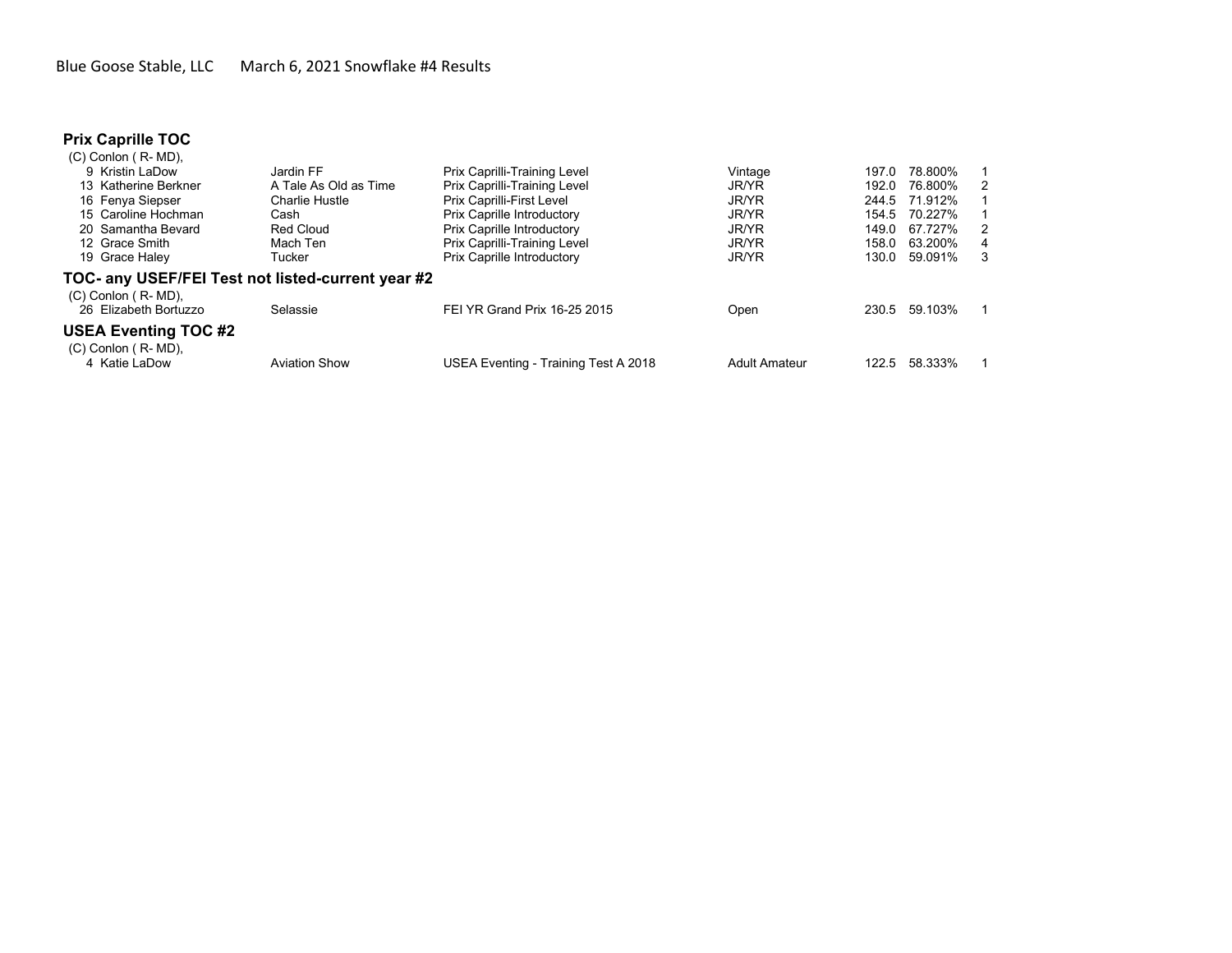Blue Goose Stable, LLC March 6, 2021 Snowflake #4 Results

## Prix Caprille TOC

(C) Conlon ( R- MD),

| | | | | | | | |
|---|---|---|---|---|---|---|---|
| 9 | Kristin LaDow | Jardin FF | Prix Caprilli-Training Level | Vintage | 197.0 | 78.800% | 1 |
| 13 | Katherine Berkner | A Tale As Old as Time | Prix Caprilli-Training Level | JR/YR | 192.0 | 76.800% | 2 |
| 16 | Fenya Siepser | Charlie Hustle | Prix Caprilli-First Level | JR/YR | 244.5 | 71.912% | 1 |
| 15 | Caroline Hochman | Cash | Prix Caprille Introductory | JR/YR | 154.5 | 70.227% | 1 |
| 20 | Samantha Bevard | Red Cloud | Prix Caprille Introductory | JR/YR | 149.0 | 67.727% | 2 |
| 12 | Grace Smith | Mach Ten | Prix Caprilli-Training Level | JR/YR | 158.0 | 63.200% | 4 |
| 19 | Grace Haley | Tucker | Prix Caprille Introductory | JR/YR | 130.0 | 59.091% | 3 |

## TOC- any USEF/FEI Test not listed-current year #2

(C) Conlon ( R- MD),

| | | | | | | | |
|---|---|---|---|---|---|---|---|
| 26 | Elizabeth Bortuzzo | Selassie | FEI YR Grand Prix 16-25 2015 | Open | 230.5 | 59.103% | 1 |

## USEA Eventing TOC #2

(C) Conlon ( R- MD),

| | | | | | | | |
|---|---|---|---|---|---|---|---|
| 4 | Katie LaDow | Aviation Show | USEA Eventing - Training Test A 2018 | Adult Amateur | 122.5 | 58.333% | 1 |